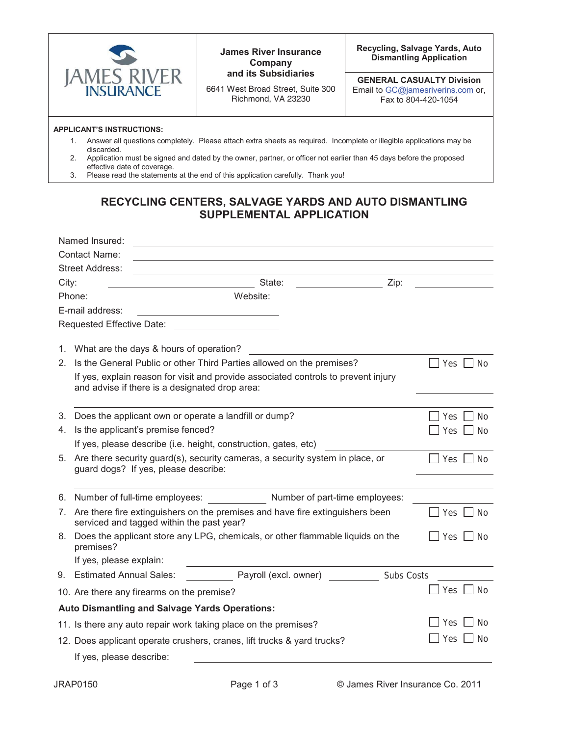| JAMES RIVER INSURANCE | **James River Insurance Company and its Subsidiaries**<br>6641 West Broad Street, Suite 300<br>Richmond, VA 23230 | **Recycling, Salvage Yards, Auto Dismantling Application**<br><br>**GENERAL CASUALTY Division**<br>Email to GC@jamesriverins.com or,<br>Fax to 804-420-1054 |
|---|---|---|

**APPLICANT'S INSTRUCTIONS:**

1. Answer all questions completely. Please attach extra sheets as required. Incomplete or illegible applications may be discarded.
2. Application must be signed and dated by the owner, partner, or officer not earlier than 45 days before the proposed effective date of coverage.
3. Please read the statements at the end of this application carefully. Thank you!

## RECYCLING CENTERS, SALVAGE YARDS AND AUTO DISMANTLING SUPPLEMENTAL APPLICATION

Named Insured: ______________________________

Contact Name: ______________________________

Street Address: ______________________________

City: ______________ State: ______________ Zip: ______________

Phone: ______________ Website: ______________

E-mail address: ______________

Requested Effective Date: ______________

1. What are the days & hours of operation? ______________
2. Is the General Public or other Third Parties allowed on the premises? ☐ Yes ☐ No
   If yes, explain reason for visit and provide associated controls to prevent injury and advise if there is a designated drop area: ______________
3. Does the applicant own or operate a landfill or dump? ☐ Yes ☐ No
4. Is the applicant's premise fenced? ☐ Yes ☐ No
   If yes, please describe (i.e. height, construction, gates, etc) ______________
5. Are there security guard(s), security cameras, a security system in place, or guard dogs? If yes, please describe: ☐ Yes ☐ No
   ______________
6. Number of full-time employees: ______________ Number of part-time employees: ______________
7. Are there fire extinguishers on the premises and have fire extinguishers been serviced and tagged within the past year? ☐ Yes ☐ No
8. Does the applicant store any LPG, chemicals, or other flammable liquids on the premises? ☐ Yes ☐ No
   If yes, please explain: ______________
9. Estimated Annual Sales: ______________ Payroll (excl. owner) ______________ Subs Costs ______________
10. Are there any firearms on the premise? ☐ Yes ☐ No

**Auto Dismantling and Salvage Yards Operations:**

11. Is there any auto repair work taking place on the premises? ☐ Yes ☐ No
12. Does applicant operate crushers, cranes, lift trucks & yard trucks? ☐ Yes ☐ No
    If yes, please describe: ______________

JRAP0150 © James River Insurance Co. 2011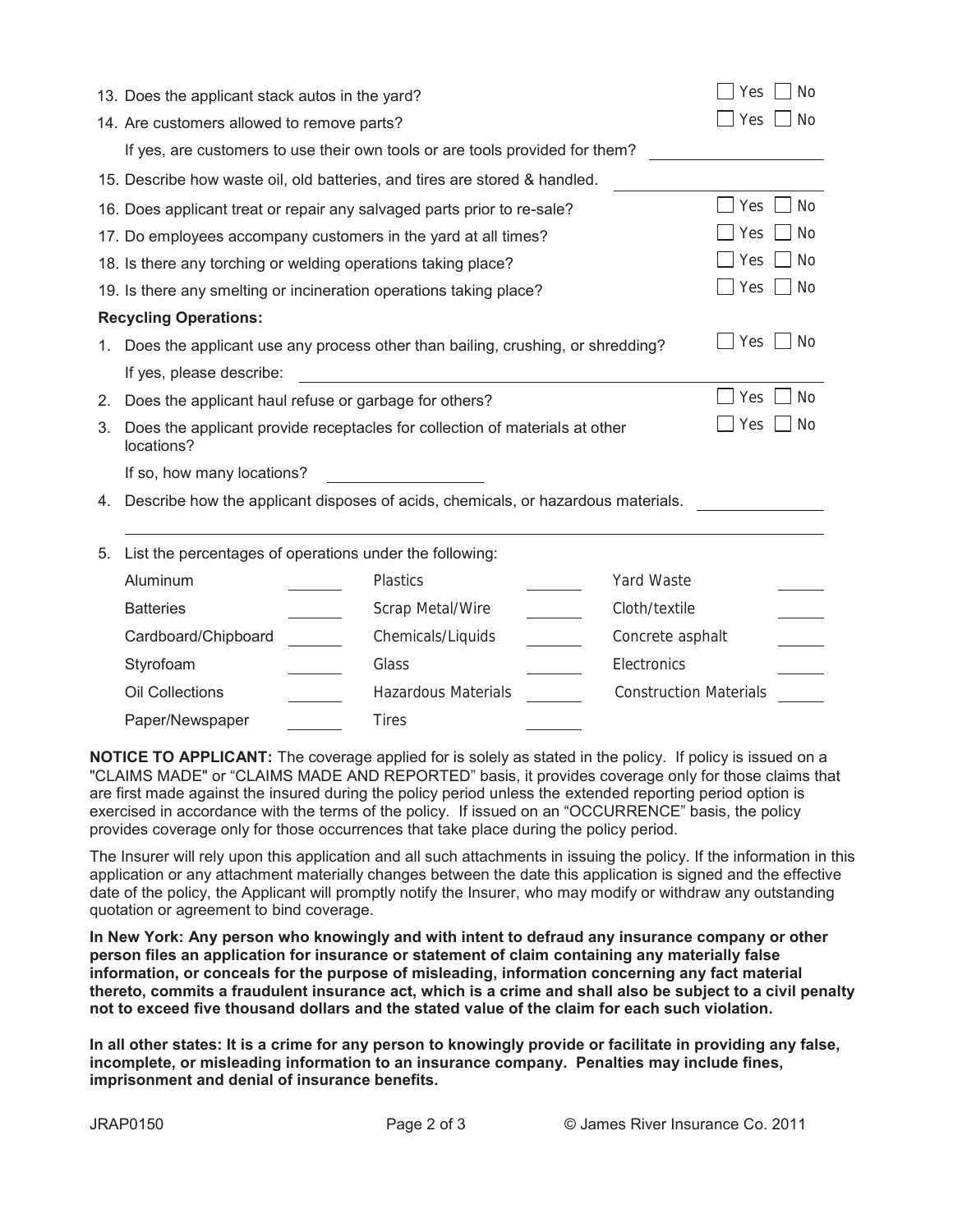13. Does the applicant stack autos in the yard? ☐ Yes ☐ No

14. Are customers allowed to remove parts? ☐ Yes ☐ No

    If yes, are customers to use their own tools or are tools provided for them? ____________

15. Describe how waste oil, old batteries, and tires are stored & handled. ____________

16. Does applicant treat or repair any salvaged parts prior to re-sale? ☐ Yes ☐ No

17. Do employees accompany customers in the yard at all times? ☐ Yes ☐ No

18. Is there any torching or welding operations taking place? ☐ Yes ☐ No

19. Is there any smelting or incineration operations taking place? ☐ Yes ☐ No

**Recycling Operations:**

1. Does the applicant use any process other than bailing, crushing, or shredding? ☐ Yes ☐ No

   If yes, please describe: ____________

2. Does the applicant haul refuse or garbage for others? ☐ Yes ☐ No

3. Does the applicant provide receptacles for collection of materials at other locations? ☐ Yes ☐ No

   If so, how many locations? ____________

4. Describe how the applicant disposes of acids, chemicals, or hazardous materials. ____________

5. List the percentages of operations under the following:

| | | | | | |
|---|---|---|---|---|---|
| Aluminum | ______ | Plastics | ______ | Yard Waste | ______ |
| Batteries | ______ | Scrap Metal/Wire | ______ | Cloth/textile | ______ |
| Cardboard/Chipboard | ______ | Chemicals/Liquids | ______ | Concrete asphalt | ______ |
| Styrofoam | ______ | Glass | ______ | Electronics | ______ |
| Oil Collections | ______ | Hazardous Materials | ______ | Construction Materials | ______ |
| Paper/Newspaper | ______ | Tires | ______ | | |

**NOTICE TO APPLICANT:** The coverage applied for is solely as stated in the policy. If policy is issued on a "CLAIMS MADE" or "CLAIMS MADE AND REPORTED" basis, it provides coverage only for those claims that are first made against the insured during the policy period unless the extended reporting period option is exercised in accordance with the terms of the policy. If issued on an "OCCURRENCE" basis, the policy provides coverage only for those occurrences that take place during the policy period.

The Insurer will rely upon this application and all such attachments in issuing the policy. If the information in this application or any attachment materially changes between the date this application is signed and the effective date of the policy, the Applicant will promptly notify the Insurer, who may modify or withdraw any outstanding quotation or agreement to bind coverage.

**In New York: Any person who knowingly and with intent to defraud any insurance company or other person files an application for insurance or statement of claim containing any materially false information, or conceals for the purpose of misleading, information concerning any fact material thereto, commits a fraudulent insurance act, which is a crime and shall also be subject to a civil penalty not to exceed five thousand dollars and the stated value of the claim for each such violation.**

**In all other states: It is a crime for any person to knowingly provide or facilitate in providing any false, incomplete, or misleading information to an insurance company. Penalties may include fines, imprisonment and denial of insurance benefits.**

JRAP0150 © James River Insurance Co. 2011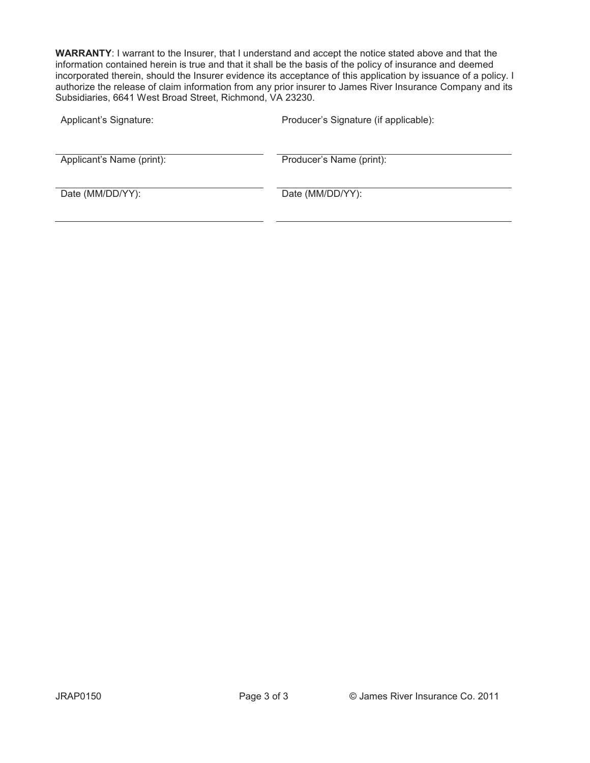**WARRANTY**: I warrant to the Insurer, that I understand and accept the notice stated above and that the information contained herein is true and that it shall be the basis of the policy of insurance and deemed incorporated therein, should the Insurer evidence its acceptance of this application by issuance of a policy. I authorize the release of claim information from any prior insurer to James River Insurance Company and its Subsidiaries, 6641 West Broad Street, Richmond, VA 23230.

| | |
|---|---|
| Applicant's Signature: | Producer's Signature (if applicable): |
| Applicant's Name (print): | Producer's Name (print): |
| Date (MM/DD/YY): | Date (MM/DD/YY): |

JRAP0150 © James River Insurance Co. 2011